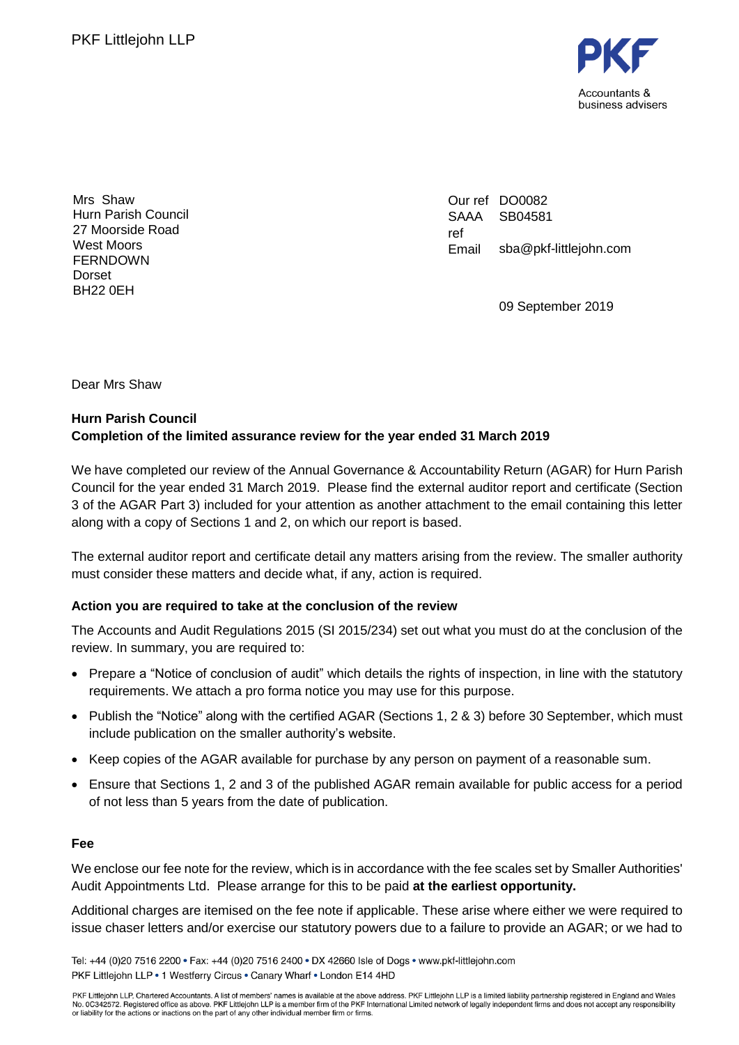PKF Littlejohn LLP

PKF
Accountants & business advisers

Mrs Shaw
Hurn Parish Council
27 Moorside Road
West Moors
FERNDOWN
Dorset
BH22 0EH

Our ref DO0082
SAAA ref SB04581
Email sba@pkf-littlejohn.com

09 September 2019

Dear Mrs Shaw

**Hurn Parish Council**
**Completion of the limited assurance review for the year ended 31 March 2019**

We have completed our review of the Annual Governance & Accountability Return (AGAR) for Hurn Parish Council for the year ended 31 March 2019. Please find the external auditor report and certificate (Section 3 of the AGAR Part 3) included for your attention as another attachment to the email containing this letter along with a copy of Sections 1 and 2, on which our report is based.

The external auditor report and certificate detail any matters arising from the review. The smaller authority must consider these matters and decide what, if any, action is required.

**Action you are required to take at the conclusion of the review**

The Accounts and Audit Regulations 2015 (SI 2015/234) set out what you must do at the conclusion of the review. In summary, you are required to:

- Prepare a "Notice of conclusion of audit" which details the rights of inspection, in line with the statutory requirements. We attach a pro forma notice you may use for this purpose.
- Publish the "Notice" along with the certified AGAR (Sections 1, 2 & 3) before 30 September, which must include publication on the smaller authority's website.
- Keep copies of the AGAR available for purchase by any person on payment of a reasonable sum.
- Ensure that Sections 1, 2 and 3 of the published AGAR remain available for public access for a period of not less than 5 years from the date of publication.

**Fee**

We enclose our fee note for the review, which is in accordance with the fee scales set by Smaller Authorities' Audit Appointments Ltd. Please arrange for this to be paid **at the earliest opportunity.**

Additional charges are itemised on the fee note if applicable. These arise where either we were required to issue chaser letters and/or exercise our statutory powers due to a failure to provide an AGAR; or we had to

Tel: +44 (0)20 7516 2200 • Fax: +44 (0)20 7516 2400 • DX 42660 Isle of Dogs • www.pkf-littlejohn.com
PKF Littlejohn LLP • 1 Westferry Circus • Canary Wharf • London E14 4HD

PKF Littlejohn LLP, Chartered Accountants. A list of members' names is available at the above address. PKF Littlejohn LLP is a limited liability partnership registered in England and Wales No. 0C342572. Registered office as above. PKF Littlejohn LLP is a member firm of the PKF International Limited network of legally independent firms and does not accept any responsibility or liability for the actions or inactions on the part of any other individual member firm or firms.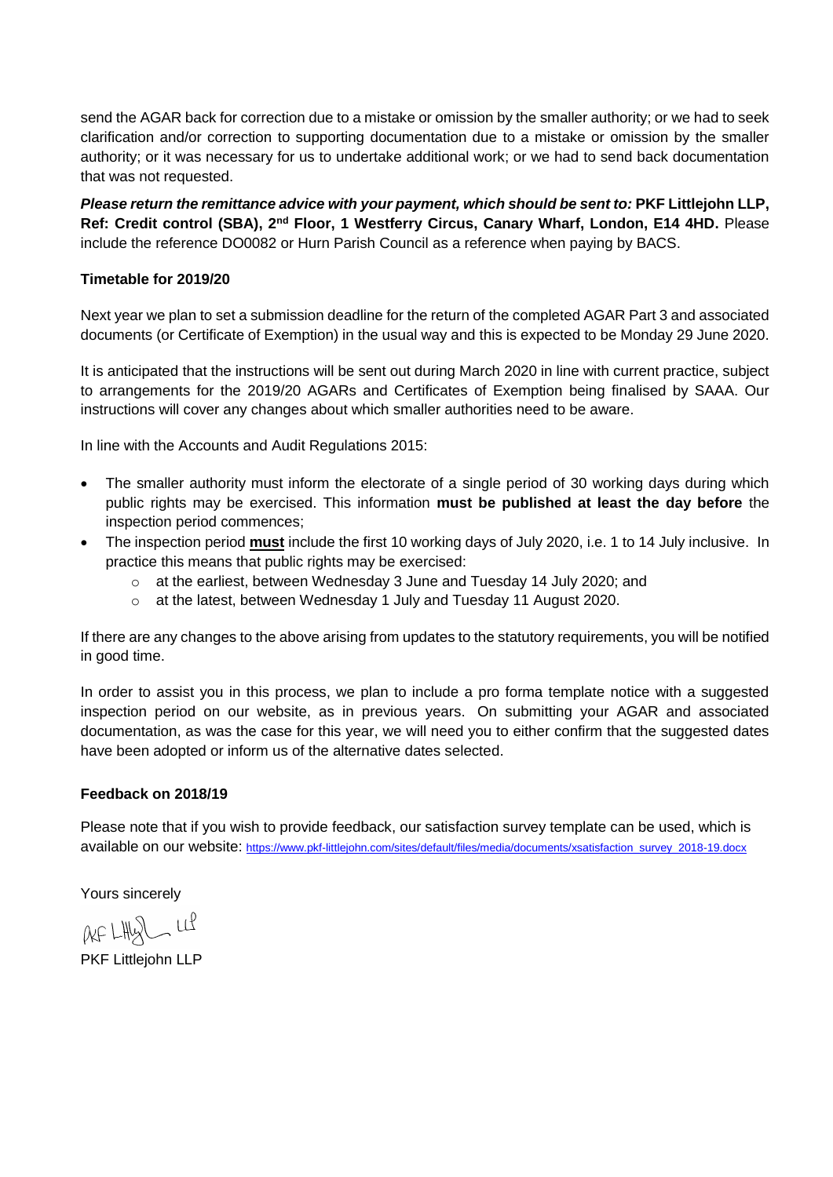send the AGAR back for correction due to a mistake or omission by the smaller authority; or we had to seek clarification and/or correction to supporting documentation due to a mistake or omission by the smaller authority; or it was necessary for us to undertake additional work; or we had to send back documentation that was not requested.

***Please return the remittance advice with your payment, which should be sent to:*** **PKF Littlejohn LLP, Ref: Credit control (SBA), 2nd Floor, 1 Westferry Circus, Canary Wharf, London, E14 4HD.** Please include the reference DO0082 or Hurn Parish Council as a reference when paying by BACS.

**Timetable for 2019/20**

Next year we plan to set a submission deadline for the return of the completed AGAR Part 3 and associated documents (or Certificate of Exemption) in the usual way and this is expected to be Monday 29 June 2020.

It is anticipated that the instructions will be sent out during March 2020 in line with current practice, subject to arrangements for the 2019/20 AGARs and Certificates of Exemption being finalised by SAAA. Our instructions will cover any changes about which smaller authorities need to be aware.

In line with the Accounts and Audit Regulations 2015:

- The smaller authority must inform the electorate of a single period of 30 working days during which public rights may be exercised. This information **must be published at least the day before** the inspection period commences;
- The inspection period **must** include the first 10 working days of July 2020, i.e. 1 to 14 July inclusive. In practice this means that public rights may be exercised:
    - at the earliest, between Wednesday 3 June and Tuesday 14 July 2020; and
    - at the latest, between Wednesday 1 July and Tuesday 11 August 2020.

If there are any changes to the above arising from updates to the statutory requirements, you will be notified in good time.

In order to assist you in this process, we plan to include a pro forma template notice with a suggested inspection period on our website, as in previous years. On submitting your AGAR and associated documentation, as was the case for this year, we will need you to either confirm that the suggested dates have been adopted or inform us of the alternative dates selected.

**Feedback on 2018/19**

Please note that if you wish to provide feedback, our satisfaction survey template can be used, which is available on our website: https://www.pkf-littlejohn.com/sites/default/files/media/documents/xsatisfaction_survey_2018-19.docx

Yours sincerely

PKF Littlejohn LLP

PKF Littlejohn LLP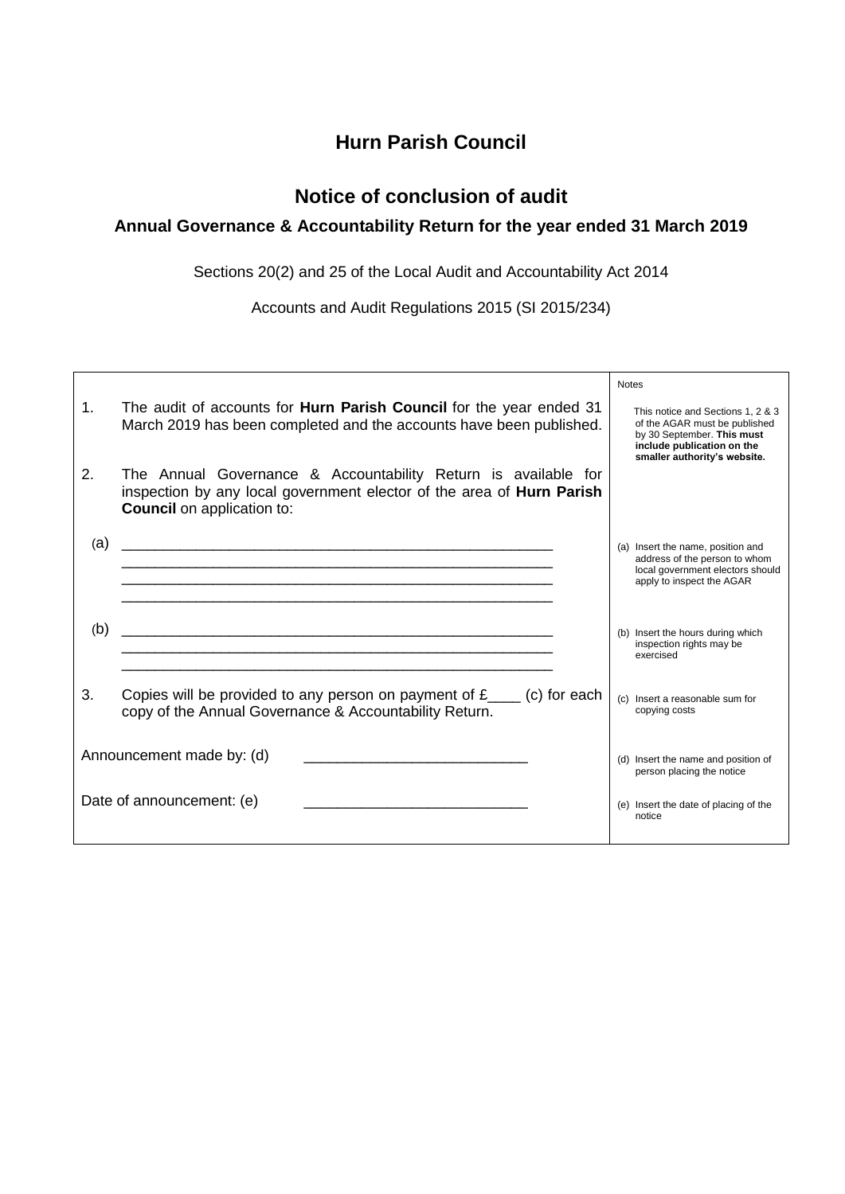# Hurn Parish Council

## Notice of conclusion of audit

### Annual Governance & Accountability Return for the year ended 31 March 2019

Sections 20(2) and 25 of the Local Audit and Accountability Act 2014

Accounts and Audit Regulations 2015 (SI 2015/234)

| | Notes |
|---|---|
| 1. The audit of accounts for **Hurn Parish Council** for the year ended 31 March 2019 has been completed and the accounts have been published. | This notice and Sections 1, 2 & 3 of the AGAR must be published by 30 September. **This must include publication on the smaller authority's website.** |
| 2. The Annual Governance & Accountability Return is available for inspection by any local government elector of the area of **Hurn Parish Council** on application to: | |
| (a) ______________________________________________________ ______________________________________________________ ______________________________________________________ ______________________________________________________ | (a) Insert the name, position and address of the person to whom local government electors should apply to inspect the AGAR |
| (b) ______________________________________________________ ______________________________________________________ ______________________________________________________ | (b) Insert the hours during which inspection rights may be exercised |
| 3. Copies will be provided to any person on payment of £____ (c) for each copy of the Annual Governance & Accountability Return. | (c) Insert a reasonable sum for copying costs |
| Announcement made by: (d) ___________________________ | (d) Insert the name and position of person placing the notice |
| Date of announcement: (e) ___________________________ | (e) Insert the date of placing of the notice |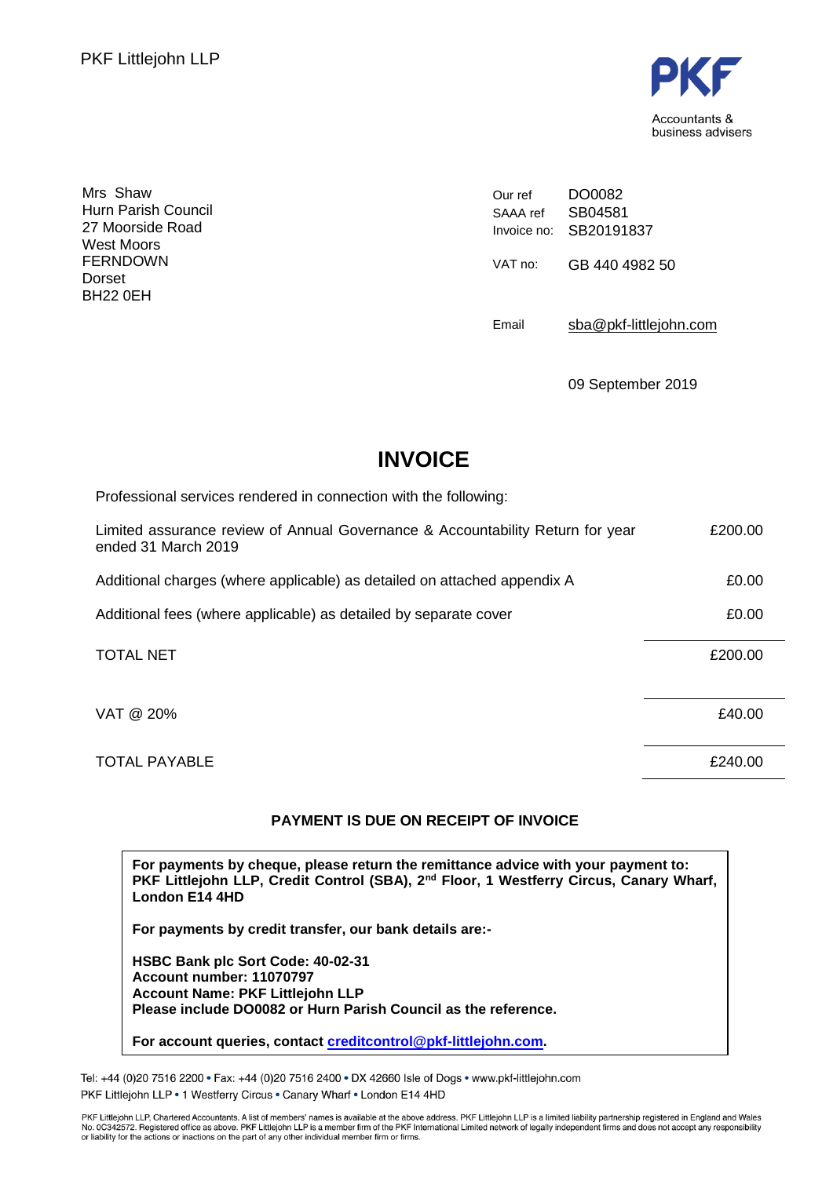PKF Littlejohn LLP

PKF
Accountants & business advisers

Mrs Shaw
Hurn Parish Council
27 Moorside Road
West Moors
FERNDOWN
Dorset
BH22 0EH

| | |
|---|---|
| Our ref | DO0082 |
| SAAA ref | SB04581 |
| Invoice no: | SB20191837 |
| VAT no: | GB 440 4982 50 |
| Email | sba@pkf-littlejohn.com |

09 September 2019

# INVOICE

Professional services rendered in connection with the following:

| | |
|---|---|
| Limited assurance review of Annual Governance & Accountability Return for year ended 31 March 2019 | £200.00 |
| Additional charges (where applicable) as detailed on attached appendix A | £0.00 |
| Additional fees (where applicable) as detailed by separate cover | £0.00 |
| TOTAL NET | £200.00 |
| VAT @ 20% | £40.00 |
| TOTAL PAYABLE | £240.00 |

**PAYMENT IS DUE ON RECEIPT OF INVOICE**

**For payments by cheque, please return the remittance advice with your payment to: PKF Littlejohn LLP, Credit Control (SBA), 2nd Floor, 1 Westferry Circus, Canary Wharf, London E14 4HD**

**For payments by credit transfer, our bank details are:-**

**HSBC Bank plc Sort Code: 40-02-31**
**Account number: 11070797**
**Account Name: PKF Littlejohn LLP**
**Please include DO0082 or Hurn Parish Council as the reference.**

**For account queries, contact creditcontrol@pkf-littlejohn.com.**

Tel: +44 (0)20 7516 2200 • Fax: +44 (0)20 7516 2400 • DX 42660 Isle of Dogs • www.pkf-littlejohn.com
PKF Littlejohn LLP • 1 Westferry Circus • Canary Wharf • London E14 4HD

PKF Littlejohn LLP, Chartered Accountants. A list of members' names is available at the above address. PKF Littlejohn LLP is a limited liability partnership registered in England and Wales No. 0C342572. Registered office as above. PKF Littlejohn LLP is a member firm of the PKF International Limited network of legally independent firms and does not accept any responsibility or liability for the actions or inactions on the part of any other individual member firm or firms.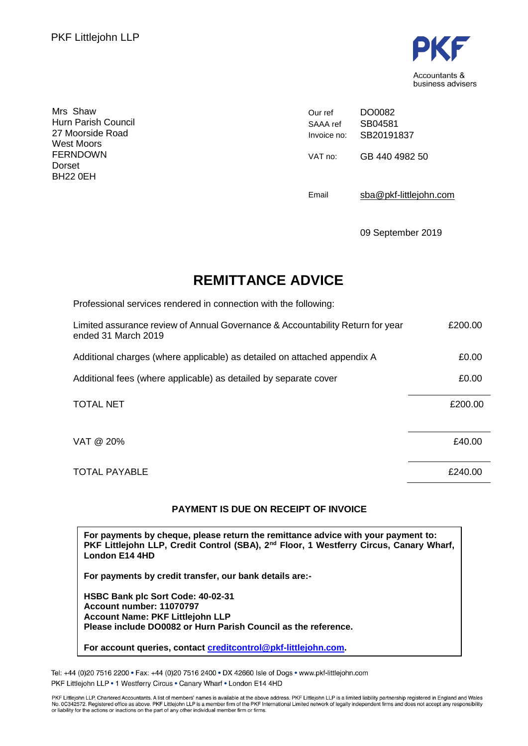PKF Littlejohn LLP

PKF
Accountants & business advisers

Mrs Shaw
Hurn Parish Council
27 Moorside Road
West Moors
FERNDOWN
Dorset
BH22 0EH

| | |
|---|---|
| Our ref | DO0082 |
| SAAA ref | SB04581 |
| Invoice no: | SB20191837 |
| VAT no: | GB 440 4982 50 |
| Email | sba@pkf-littlejohn.com |

09 September 2019

# REMITTANCE ADVICE

Professional services rendered in connection with the following:

| | |
|---|---|
| Limited assurance review of Annual Governance & Accountability Return for year ended 31 March 2019 | £200.00 |
| Additional charges (where applicable) as detailed on attached appendix A | £0.00 |
| Additional fees (where applicable) as detailed by separate cover | £0.00 |
| TOTAL NET | £200.00 |
| VAT @ 20% | £40.00 |
| TOTAL PAYABLE | £240.00 |

**PAYMENT IS DUE ON RECEIPT OF INVOICE**

**For payments by cheque, please return the remittance advice with your payment to: PKF Littlejohn LLP, Credit Control (SBA), 2nd Floor, 1 Westferry Circus, Canary Wharf, London E14 4HD**

**For payments by credit transfer, our bank details are:-**

**HSBC Bank plc Sort Code: 40-02-31**
**Account number: 11070797**
**Account Name: PKF Littlejohn LLP**
**Please include DO0082 or Hurn Parish Council as the reference.**

**For account queries, contact creditcontrol@pkf-littlejohn.com.**

Tel: +44 (0)20 7516 2200 • Fax: +44 (0)20 7516 2400 • DX 42660 Isle of Dogs • www.pkf-littlejohn.com
PKF Littlejohn LLP • 1 Westferry Circus • Canary Wharf • London E14 4HD

PKF Littlejohn LLP, Chartered Accountants. A list of members' names is available at the above address. PKF Littlejohn LLP is a limited liability partnership registered in England and Wales No. 0C342572. Registered office as above. PKF Littlejohn LLP is a member firm of the PKF International Limited network of legally independent firms and does not accept any responsibility or liability for the actions or inactions on the part of any other individual member firm or firms.